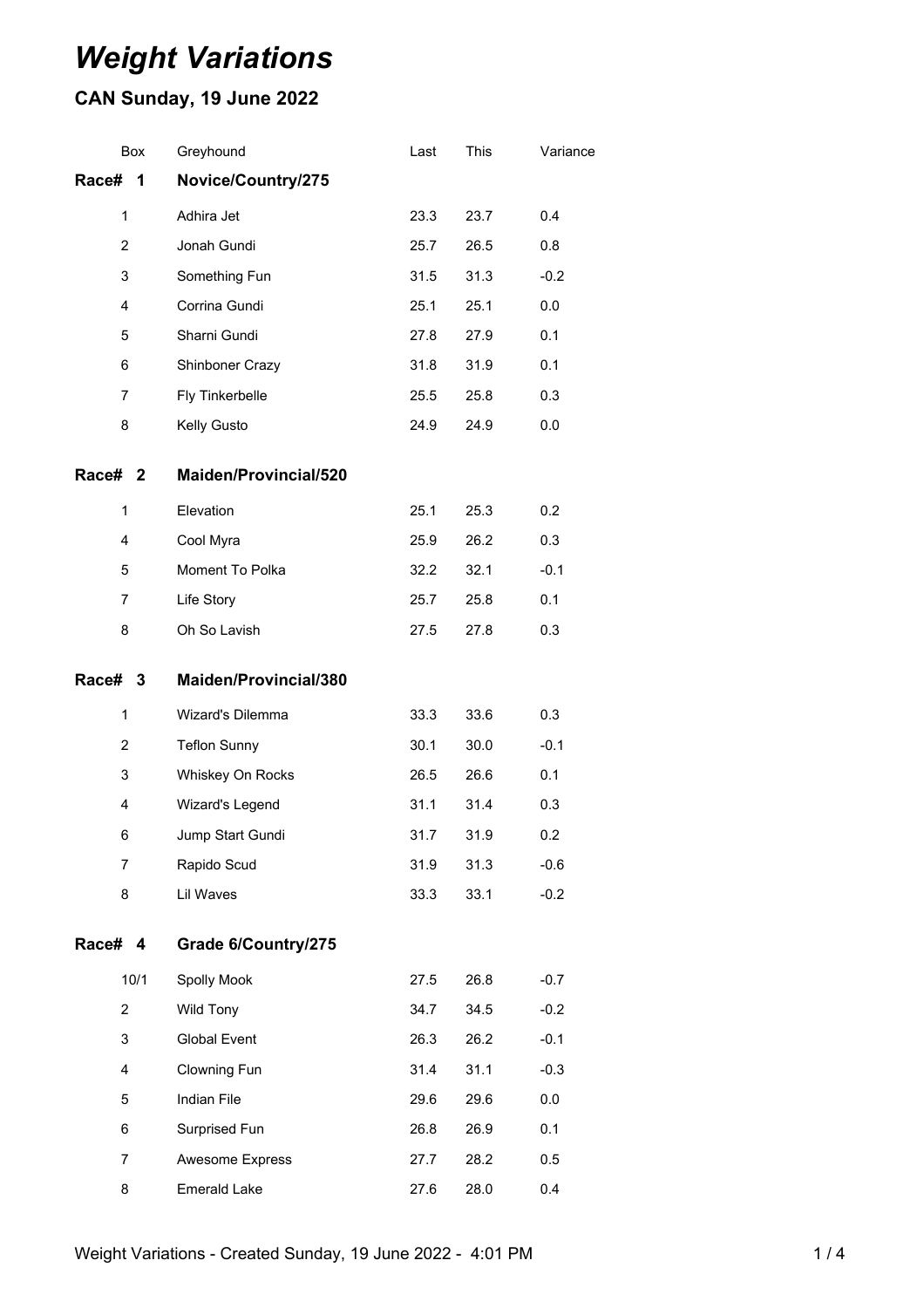# *Weight Variations*

## CAN Sunday, 19 June 2022

| Box | Greyhound | Last | This | Variance |
|---|---|---|---|---|
| **Race# 1** | **Novice/Country/275** | | | |
| 1 | Adhira Jet | 23.3 | 23.7 | 0.4 |
| 2 | Jonah Gundi | 25.7 | 26.5 | 0.8 |
| 3 | Something Fun | 31.5 | 31.3 | -0.2 |
| 4 | Corrina Gundi | 25.1 | 25.1 | 0.0 |
| 5 | Sharni Gundi | 27.8 | 27.9 | 0.1 |
| 6 | Shinboner Crazy | 31.8 | 31.9 | 0.1 |
| 7 | Fly Tinkerbelle | 25.5 | 25.8 | 0.3 |
| 8 | Kelly Gusto | 24.9 | 24.9 | 0.0 |
| **Race# 2** | **Maiden/Provincial/520** | | | |
| 1 | Elevation | 25.1 | 25.3 | 0.2 |
| 4 | Cool Myra | 25.9 | 26.2 | 0.3 |
| 5 | Moment To Polka | 32.2 | 32.1 | -0.1 |
| 7 | Life Story | 25.7 | 25.8 | 0.1 |
| 8 | Oh So Lavish | 27.5 | 27.8 | 0.3 |
| **Race# 3** | **Maiden/Provincial/380** | | | |
| 1 | Wizard's Dilemma | 33.3 | 33.6 | 0.3 |
| 2 | Teflon Sunny | 30.1 | 30.0 | -0.1 |
| 3 | Whiskey On Rocks | 26.5 | 26.6 | 0.1 |
| 4 | Wizard's Legend | 31.1 | 31.4 | 0.3 |
| 6 | Jump Start Gundi | 31.7 | 31.9 | 0.2 |
| 7 | Rapido Scud | 31.9 | 31.3 | -0.6 |
| 8 | Lil Waves | 33.3 | 33.1 | -0.2 |
| **Race# 4** | **Grade 6/Country/275** | | | |
| 10/1 | Spolly Mook | 27.5 | 26.8 | -0.7 |
| 2 | Wild Tony | 34.7 | 34.5 | -0.2 |
| 3 | Global Event | 26.3 | 26.2 | -0.1 |
| 4 | Clowning Fun | 31.4 | 31.1 | -0.3 |
| 5 | Indian File | 29.6 | 29.6 | 0.0 |
| 6 | Surprised Fun | 26.8 | 26.9 | 0.1 |
| 7 | Awesome Express | 27.7 | 28.2 | 0.5 |
| 8 | Emerald Lake | 27.6 | 28.0 | 0.4 |

Weight Variations - Created Sunday, 19 June 2022 - 4:01 PM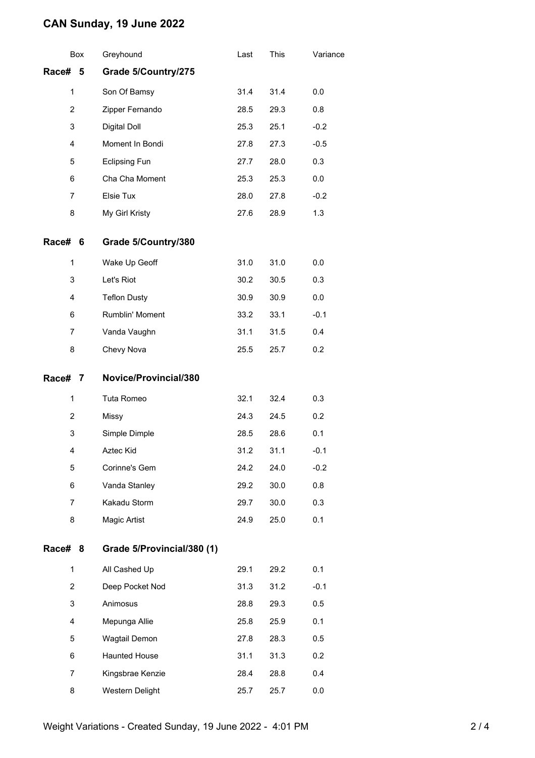# CAN Sunday, 19 June 2022

| Box | Greyhound | Last | This | Variance |
|---|---|---|---|---|
| **Race# 5** | **Grade 5/Country/275** | | | |
| 1 | Son Of Bamsy | 31.4 | 31.4 | 0.0 |
| 2 | Zipper Fernando | 28.5 | 29.3 | 0.8 |
| 3 | Digital Doll | 25.3 | 25.1 | -0.2 |
| 4 | Moment In Bondi | 27.8 | 27.3 | -0.5 |
| 5 | Eclipsing Fun | 27.7 | 28.0 | 0.3 |
| 6 | Cha Cha Moment | 25.3 | 25.3 | 0.0 |
| 7 | Elsie Tux | 28.0 | 27.8 | -0.2 |
| 8 | My Girl Kristy | 27.6 | 28.9 | 1.3 |
| **Race# 6** | **Grade 5/Country/380** | | | |
| 1 | Wake Up Geoff | 31.0 | 31.0 | 0.0 |
| 3 | Let's Riot | 30.2 | 30.5 | 0.3 |
| 4 | Teflon Dusty | 30.9 | 30.9 | 0.0 |
| 6 | Rumblin' Moment | 33.2 | 33.1 | -0.1 |
| 7 | Vanda Vaughn | 31.1 | 31.5 | 0.4 |
| 8 | Chevy Nova | 25.5 | 25.7 | 0.2 |
| **Race# 7** | **Novice/Provincial/380** | | | |
| 1 | Tuta Romeo | 32.1 | 32.4 | 0.3 |
| 2 | Missy | 24.3 | 24.5 | 0.2 |
| 3 | Simple Dimple | 28.5 | 28.6 | 0.1 |
| 4 | Aztec Kid | 31.2 | 31.1 | -0.1 |
| 5 | Corinne's Gem | 24.2 | 24.0 | -0.2 |
| 6 | Vanda Stanley | 29.2 | 30.0 | 0.8 |
| 7 | Kakadu Storm | 29.7 | 30.0 | 0.3 |
| 8 | Magic Artist | 24.9 | 25.0 | 0.1 |
| **Race# 8** | **Grade 5/Provincial/380 (1)** | | | |
| 1 | All Cashed Up | 29.1 | 29.2 | 0.1 |
| 2 | Deep Pocket Nod | 31.3 | 31.2 | -0.1 |
| 3 | Animosus | 28.8 | 29.3 | 0.5 |
| 4 | Mepunga Allie | 25.8 | 25.9 | 0.1 |
| 5 | Wagtail Demon | 27.8 | 28.3 | 0.5 |
| 6 | Haunted House | 31.1 | 31.3 | 0.2 |
| 7 | Kingsbrae Kenzie | 28.4 | 28.8 | 0.4 |
| 8 | Western Delight | 25.7 | 25.7 | 0.0 |

Weight Variations - Created Sunday, 19 June 2022 - 4:01 PM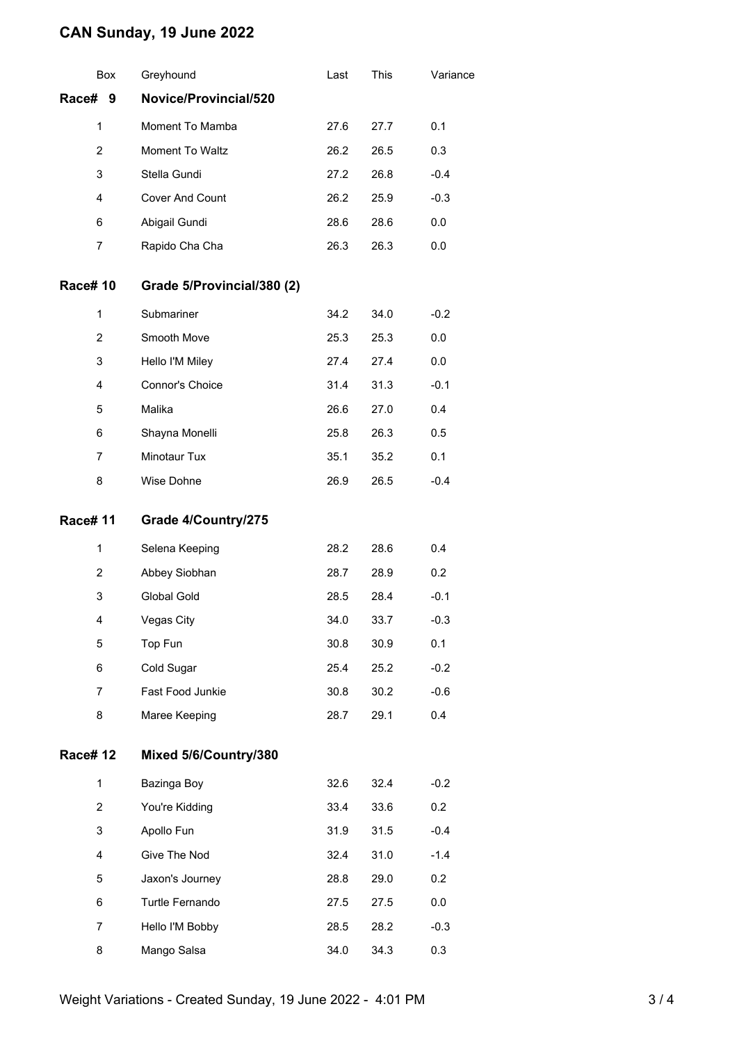# CAN Sunday, 19 June 2022

| Box | Greyhound | Last | This | Variance |
|---|---|---|---|---|
| **Race# 9** | **Novice/Provincial/520** | | | |
| 1 | Moment To Mamba | 27.6 | 27.7 | 0.1 |
| 2 | Moment To Waltz | 26.2 | 26.5 | 0.3 |
| 3 | Stella Gundi | 27.2 | 26.8 | -0.4 |
| 4 | Cover And Count | 26.2 | 25.9 | -0.3 |
| 6 | Abigail Gundi | 28.6 | 28.6 | 0.0 |
| 7 | Rapido Cha Cha | 26.3 | 26.3 | 0.0 |
| **Race# 10** | **Grade 5/Provincial/380 (2)** | | | |
| 1 | Submariner | 34.2 | 34.0 | -0.2 |
| 2 | Smooth Move | 25.3 | 25.3 | 0.0 |
| 3 | Hello I'M Miley | 27.4 | 27.4 | 0.0 |
| 4 | Connor's Choice | 31.4 | 31.3 | -0.1 |
| 5 | Malika | 26.6 | 27.0 | 0.4 |
| 6 | Shayna Monelli | 25.8 | 26.3 | 0.5 |
| 7 | Minotaur Tux | 35.1 | 35.2 | 0.1 |
| 8 | Wise Dohne | 26.9 | 26.5 | -0.4 |
| **Race# 11** | **Grade 4/Country/275** | | | |
| 1 | Selena Keeping | 28.2 | 28.6 | 0.4 |
| 2 | Abbey Siobhan | 28.7 | 28.9 | 0.2 |
| 3 | Global Gold | 28.5 | 28.4 | -0.1 |
| 4 | Vegas City | 34.0 | 33.7 | -0.3 |
| 5 | Top Fun | 30.8 | 30.9 | 0.1 |
| 6 | Cold Sugar | 25.4 | 25.2 | -0.2 |
| 7 | Fast Food Junkie | 30.8 | 30.2 | -0.6 |
| 8 | Maree Keeping | 28.7 | 29.1 | 0.4 |
| **Race# 12** | **Mixed 5/6/Country/380** | | | |
| 1 | Bazinga Boy | 32.6 | 32.4 | -0.2 |
| 2 | You're Kidding | 33.4 | 33.6 | 0.2 |
| 3 | Apollo Fun | 31.9 | 31.5 | -0.4 |
| 4 | Give The Nod | 32.4 | 31.0 | -1.4 |
| 5 | Jaxon's Journey | 28.8 | 29.0 | 0.2 |
| 6 | Turtle Fernando | 27.5 | 27.5 | 0.0 |
| 7 | Hello I'M Bobby | 28.5 | 28.2 | -0.3 |
| 8 | Mango Salsa | 34.0 | 34.3 | 0.3 |

Weight Variations - Created Sunday, 19 June 2022 - 4:01 PM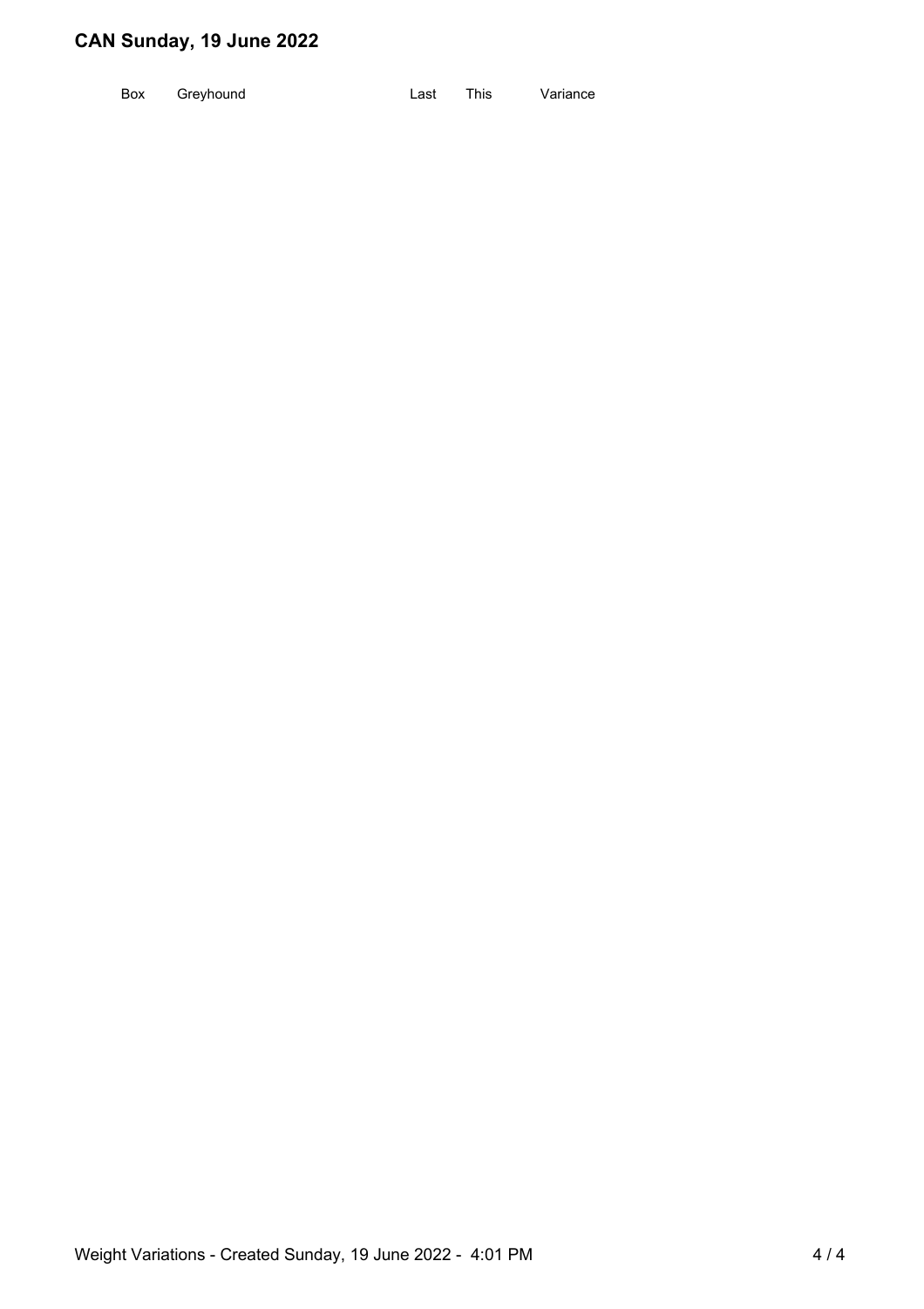# CAN Sunday, 19 June 2022

| Box | Greyhound | Last | This | Variance |
| --- | --- | --- | --- | --- |